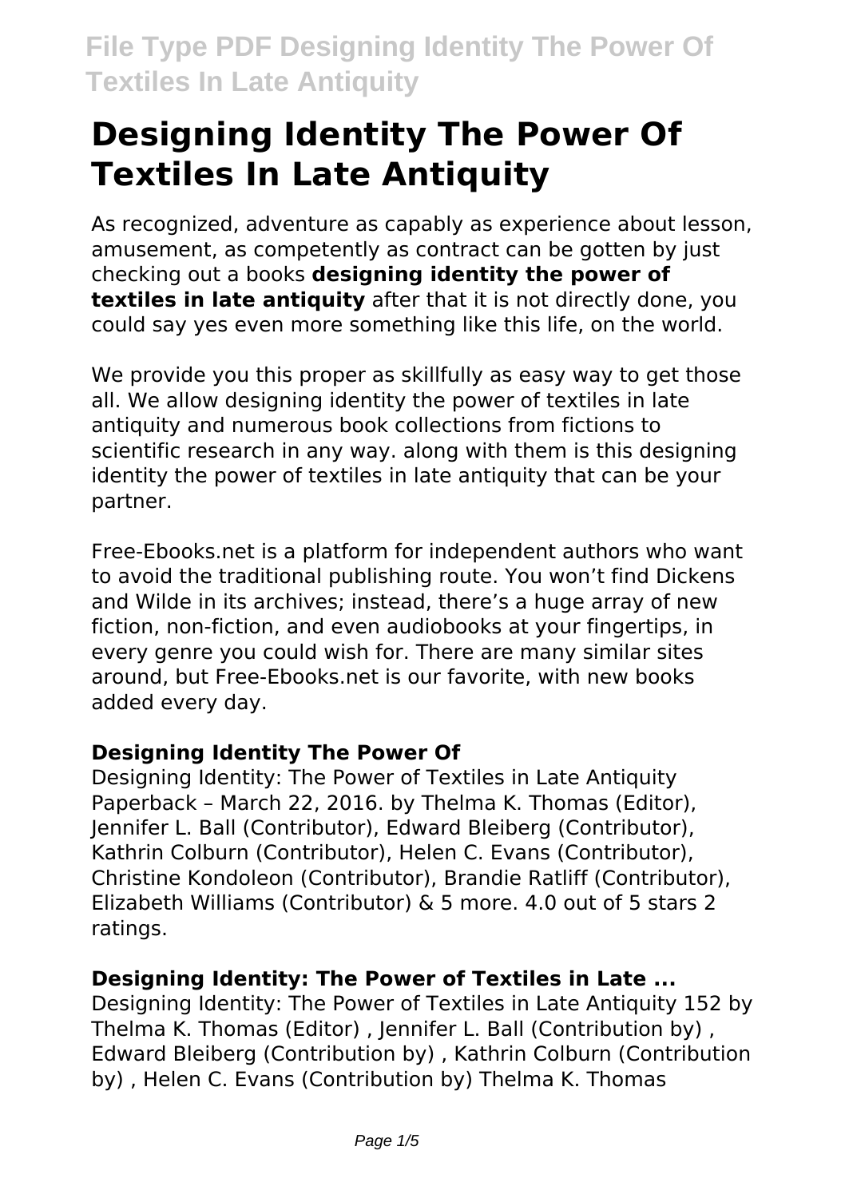# Designing Identity The Power Of Textiles In Late Antiquity

As recognized, adventure as capably as experience about lesson, amusement, as competently as contract can be gotten by just checking out a books **designing identity the power of textiles in late antiquity** after that it is not directly done, you could say yes even more something like this life, on the world.

We provide you this proper as skillfully as easy way to get those all. We allow designing identity the power of textiles in late antiquity and numerous book collections from fictions to scientific research in any way. along with them is this designing identity the power of textiles in late antiquity that can be your partner.

Free-Ebooks.net is a platform for independent authors who want to avoid the traditional publishing route. You won't find Dickens and Wilde in its archives; instead, there's a huge array of new fiction, non-fiction, and even audiobooks at your fingertips, in every genre you could wish for. There are many similar sites around, but Free-Ebooks.net is our favorite, with new books added every day.

### Designing Identity The Power Of

Designing Identity: The Power of Textiles in Late Antiquity Paperback – March 22, 2016. by Thelma K. Thomas (Editor), Jennifer L. Ball (Contributor), Edward Bleiberg (Contributor), Kathrin Colburn (Contributor), Helen C. Evans (Contributor), Christine Kondoleon (Contributor), Brandie Ratliff (Contributor), Elizabeth Williams (Contributor) & 5 more. 4.0 out of 5 stars 2 ratings.

### Designing Identity: The Power of Textiles in Late ...

Designing Identity: The Power of Textiles in Late Antiquity 152 by Thelma K. Thomas (Editor) , Jennifer L. Ball (Contribution by) , Edward Bleiberg (Contribution by) , Kathrin Colburn (Contribution by) , Helen C. Evans (Contribution by) Thelma K. Thomas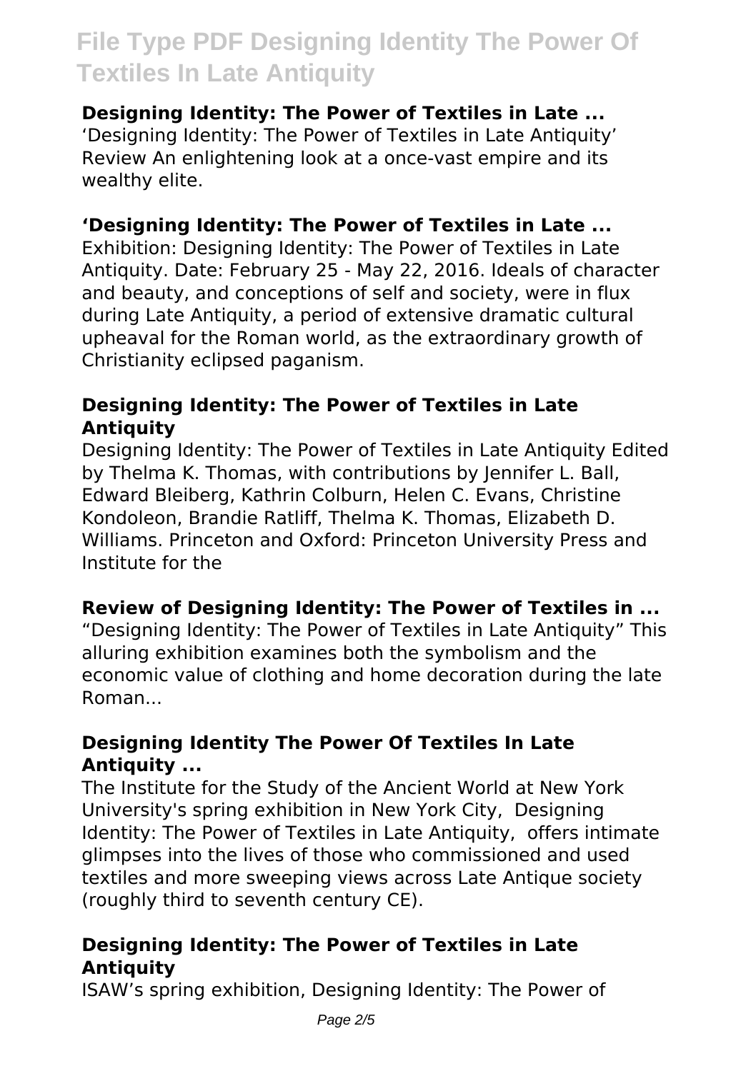### Designing Identity: The Power of Textiles in Late ...

‘Designing Identity: The Power of Textiles in Late Antiquity’ Review An enlightening look at a once-vast empire and its wealthy elite.

### ‘Designing Identity: The Power of Textiles in Late ...

Exhibition: Designing Identity: The Power of Textiles in Late Antiquity. Date: February 25 - May 22, 2016. Ideals of character and beauty, and conceptions of self and society, were in flux during Late Antiquity, a period of extensive dramatic cultural upheaval for the Roman world, as the extraordinary growth of Christianity eclipsed paganism.

### Designing Identity: The Power of Textiles in Late Antiquity

Designing Identity: The Power of Textiles in Late Antiquity Edited by Thelma K. Thomas, with contributions by Jennifer L. Ball, Edward Bleiberg, Kathrin Colburn, Helen C. Evans, Christine Kondoleon, Brandie Ratliff, Thelma K. Thomas, Elizabeth D. Williams. Princeton and Oxford: Princeton University Press and Institute for the

### Review of Designing Identity: The Power of Textiles in ...

“Designing Identity: The Power of Textiles in Late Antiquity” This alluring exhibition examines both the symbolism and the economic value of clothing and home decoration during the late Roman...

### Designing Identity The Power Of Textiles In Late Antiquity ...

The Institute for the Study of the Ancient World at New York University's spring exhibition in New York City, Designing Identity: The Power of Textiles in Late Antiquity, offers intimate glimpses into the lives of those who commissioned and used textiles and more sweeping views across Late Antique society (roughly third to seventh century CE).

### Designing Identity: The Power of Textiles in Late Antiquity

ISAW’s spring exhibition, Designing Identity: The Power of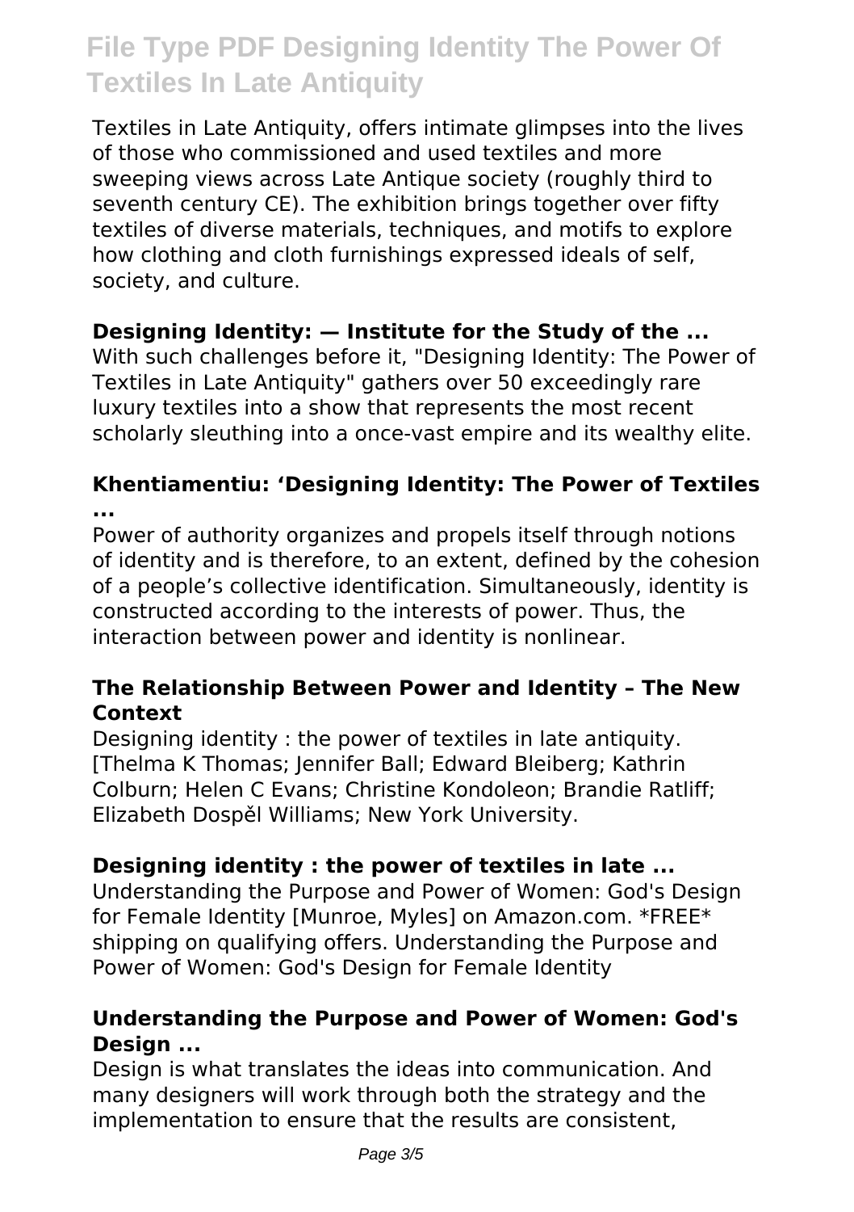Textiles in Late Antiquity, offers intimate glimpses into the lives of those who commissioned and used textiles and more sweeping views across Late Antique society (roughly third to seventh century CE). The exhibition brings together over fifty textiles of diverse materials, techniques, and motifs to explore how clothing and cloth furnishings expressed ideals of self, society, and culture.

### Designing Identity: — Institute for the Study of the ...

With such challenges before it, "Designing Identity: The Power of Textiles in Late Antiquity" gathers over 50 exceedingly rare luxury textiles into a show that represents the most recent scholarly sleuthing into a once-vast empire and its wealthy elite.

### Khentiamentiu: 'Designing Identity: The Power of Textiles ...

Power of authority organizes and propels itself through notions of identity and is therefore, to an extent, defined by the cohesion of a people's collective identification. Simultaneously, identity is constructed according to the interests of power. Thus, the interaction between power and identity is nonlinear.

### The Relationship Between Power and Identity – The New Context

Designing identity : the power of textiles in late antiquity. [Thelma K Thomas; Jennifer Ball; Edward Bleiberg; Kathrin Colburn; Helen C Evans; Christine Kondoleon; Brandie Ratliff; Elizabeth Dospěl Williams; New York University.

### Designing identity : the power of textiles in late ...

Understanding the Purpose and Power of Women: God's Design for Female Identity [Munroe, Myles] on Amazon.com. *FREE* shipping on qualifying offers. Understanding the Purpose and Power of Women: God's Design for Female Identity

### Understanding the Purpose and Power of Women: God's Design ...

Design is what translates the ideas into communication. And many designers will work through both the strategy and the implementation to ensure that the results are consistent,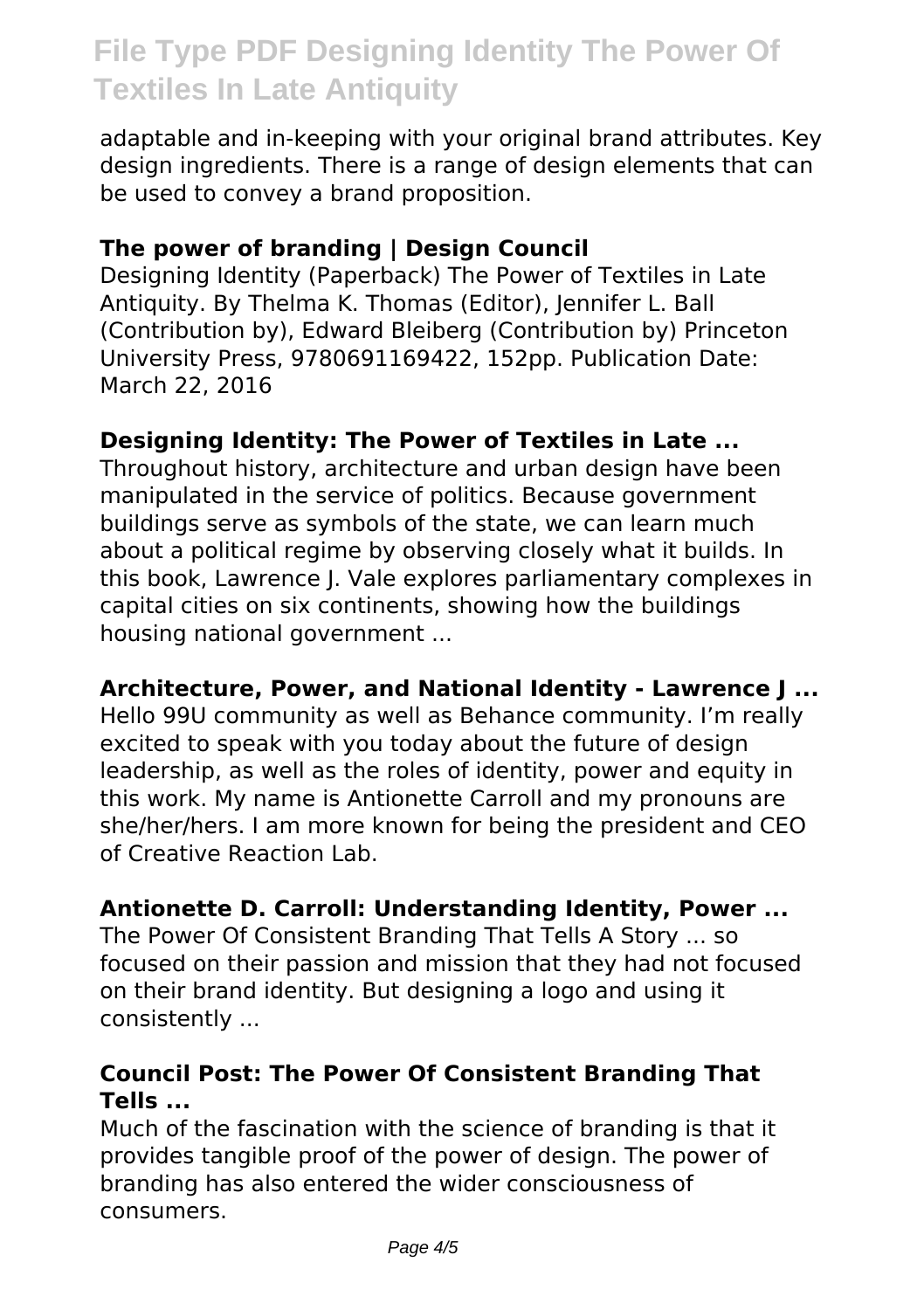adaptable and in-keeping with your original brand attributes. Key design ingredients. There is a range of design elements that can be used to convey a brand proposition.

### The power of branding | Design Council

Designing Identity (Paperback) The Power of Textiles in Late Antiquity. By Thelma K. Thomas (Editor), Jennifer L. Ball (Contribution by), Edward Bleiberg (Contribution by) Princeton University Press, 9780691169422, 152pp. Publication Date: March 22, 2016

### Designing Identity: The Power of Textiles in Late ...

Throughout history, architecture and urban design have been manipulated in the service of politics. Because government buildings serve as symbols of the state, we can learn much about a political regime by observing closely what it builds. In this book, Lawrence J. Vale explores parliamentary complexes in capital cities on six continents, showing how the buildings housing national government ...

### Architecture, Power, and National Identity - Lawrence J ...

Hello 99U community as well as Behance community. I'm really excited to speak with you today about the future of design leadership, as well as the roles of identity, power and equity in this work. My name is Antionette Carroll and my pronouns are she/her/hers. I am more known for being the president and CEO of Creative Reaction Lab.

### Antionette D. Carroll: Understanding Identity, Power ...

The Power Of Consistent Branding That Tells A Story ... so focused on their passion and mission that they had not focused on their brand identity. But designing a logo and using it consistently ...

### Council Post: The Power Of Consistent Branding That Tells ...

Much of the fascination with the science of branding is that it provides tangible proof of the power of design. The power of branding has also entered the wider consciousness of consumers.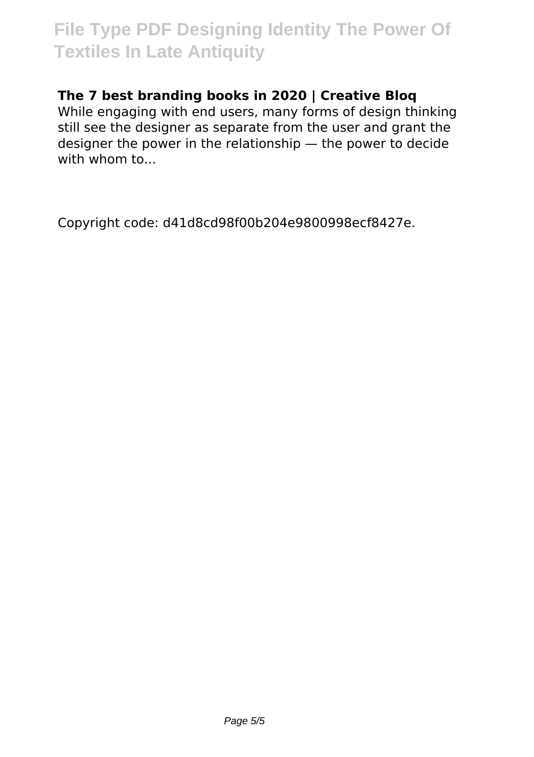**The 7 best branding books in 2020 | Creative Bloq**
While engaging with end users, many forms of design thinking still see the designer as separate from the user and grant the designer the power in the relationship — the power to decide with whom to...

Copyright code: d41d8cd98f00b204e9800998ecf8427e.